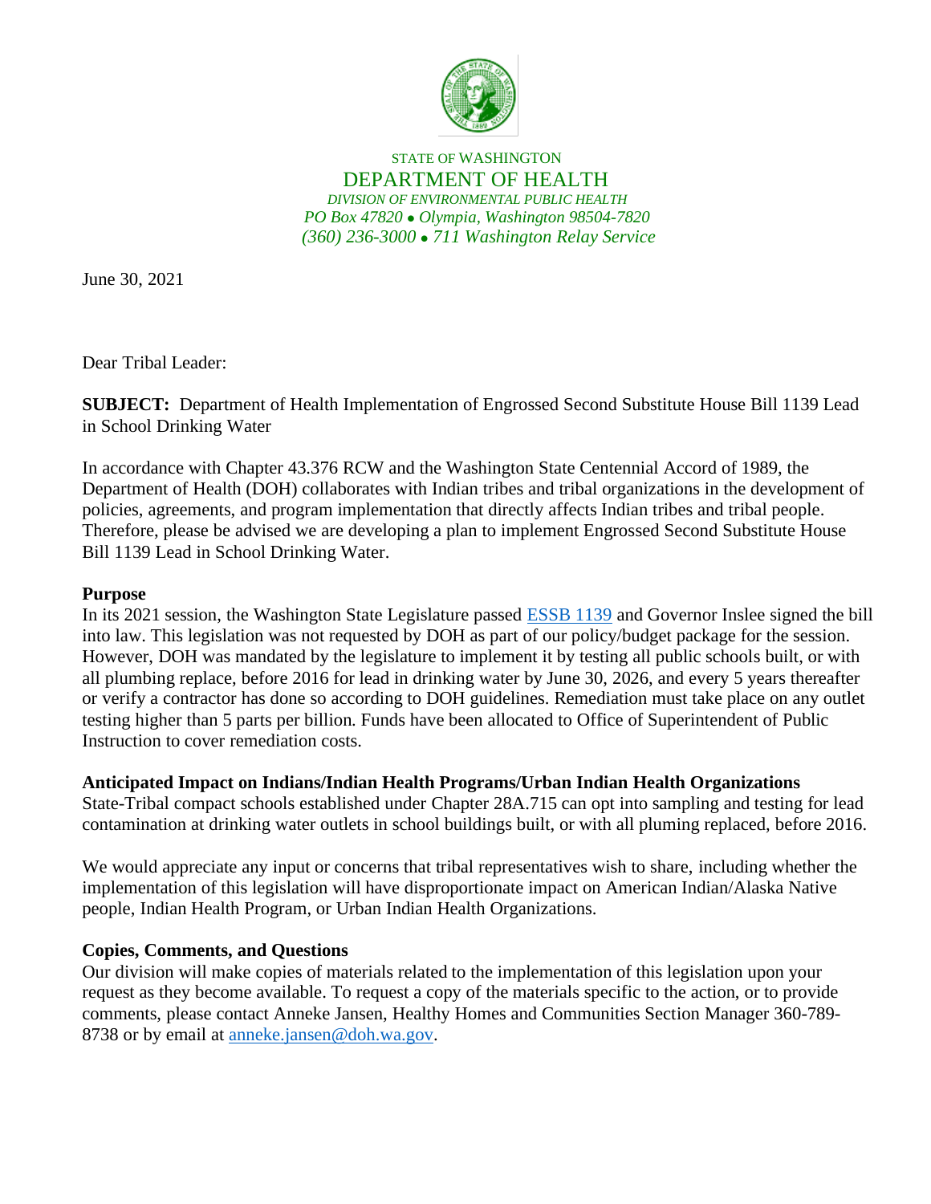STATE OF WASHINGTON

DEPARTMENT OF HEALTH

*DIVISION OF ENVIRONMENTAL PUBLIC HEALTH*

*PO Box 47820 • Olympia, Washington 98504-7820*

*(360) 236-3000 • 711 Washington Relay Service*

June 30, 2021

Dear Tribal Leader:

**SUBJECT:** Department of Health Implementation of Engrossed Second Substitute House Bill 1139 Lead in School Drinking Water

In accordance with Chapter 43.376 RCW and the Washington State Centennial Accord of 1989, the Department of Health (DOH) collaborates with Indian tribes and tribal organizations in the development of policies, agreements, and program implementation that directly affects Indian tribes and tribal people. Therefore, please be advised we are developing a plan to implement Engrossed Second Substitute House Bill 1139 Lead in School Drinking Water.

**Purpose**

In its 2021 session, the Washington State Legislature passed ESSB 1139 and Governor Inslee signed the bill into law. This legislation was not requested by DOH as part of our policy/budget package for the session. However, DOH was mandated by the legislature to implement it by testing all public schools built, or with all plumbing replace, before 2016 for lead in drinking water by June 30, 2026, and every 5 years thereafter or verify a contractor has done so according to DOH guidelines. Remediation must take place on any outlet testing higher than 5 parts per billion. Funds have been allocated to Office of Superintendent of Public Instruction to cover remediation costs.

**Anticipated Impact on Indians/Indian Health Programs/Urban Indian Health Organizations**

State-Tribal compact schools established under Chapter 28A.715 can opt into sampling and testing for lead contamination at drinking water outlets in school buildings built, or with all pluming replaced, before 2016.

We would appreciate any input or concerns that tribal representatives wish to share, including whether the implementation of this legislation will have disproportionate impact on American Indian/Alaska Native people, Indian Health Program, or Urban Indian Health Organizations.

**Copies, Comments, and Questions**

Our division will make copies of materials related to the implementation of this legislation upon your request as they become available. To request a copy of the materials specific to the action, or to provide comments, please contact Anneke Jansen, Healthy Homes and Communities Section Manager 360-789-8738 or by email at anneke.jansen@doh.wa.gov.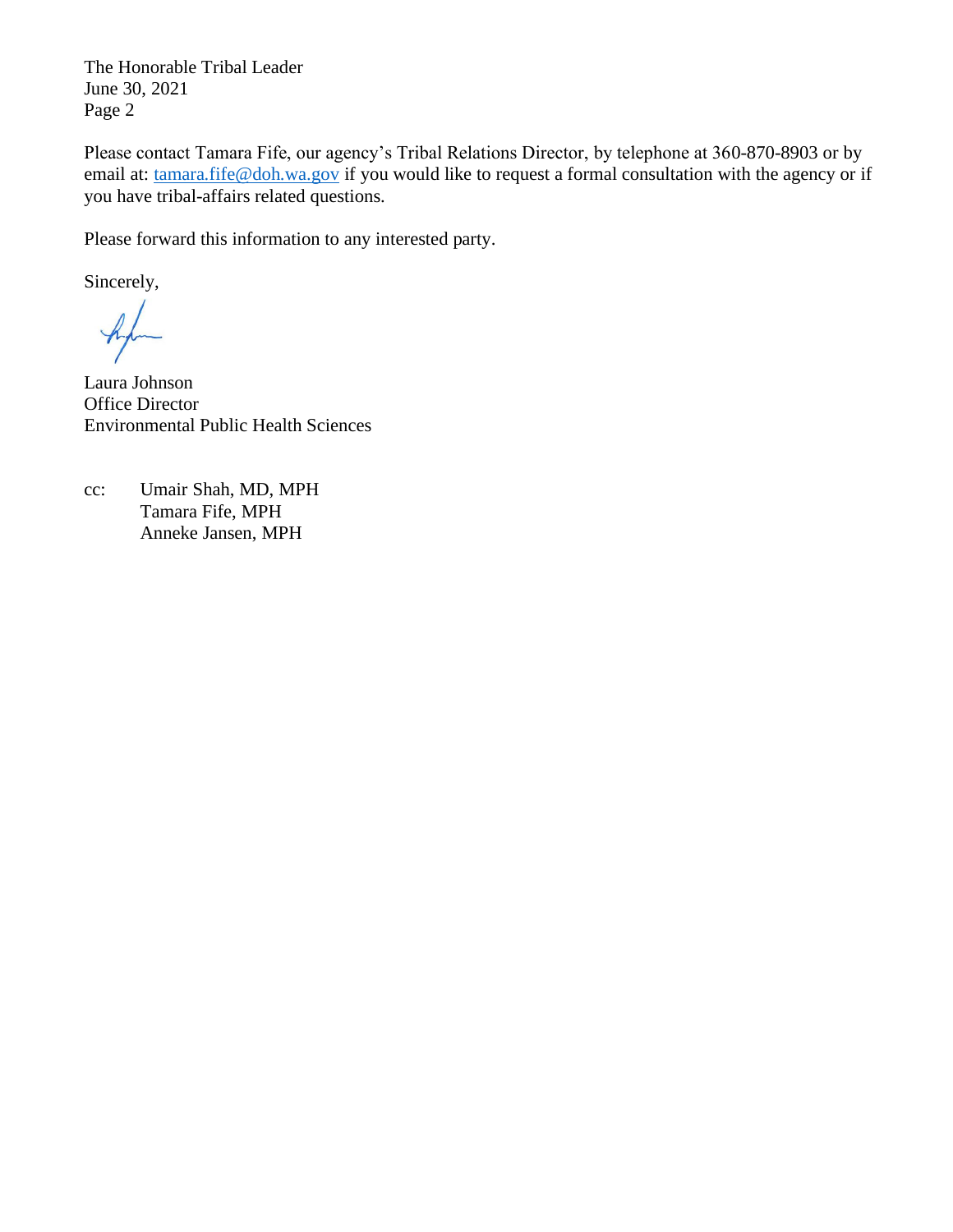Please contact Tamara Fife, our agency's Tribal Relations Director, by telephone at 360-870-8903 or by email at: tamara.fife@doh.wa.gov if you would like to request a formal consultation with the agency or if you have tribal-affairs related questions.

Please forward this information to any interested party.

Sincerely,

Laura Johnson
Office Director
Environmental Public Health Sciences

cc: Umair Shah, MD, MPH
Tamara Fife, MPH
Anneke Jansen, MPH